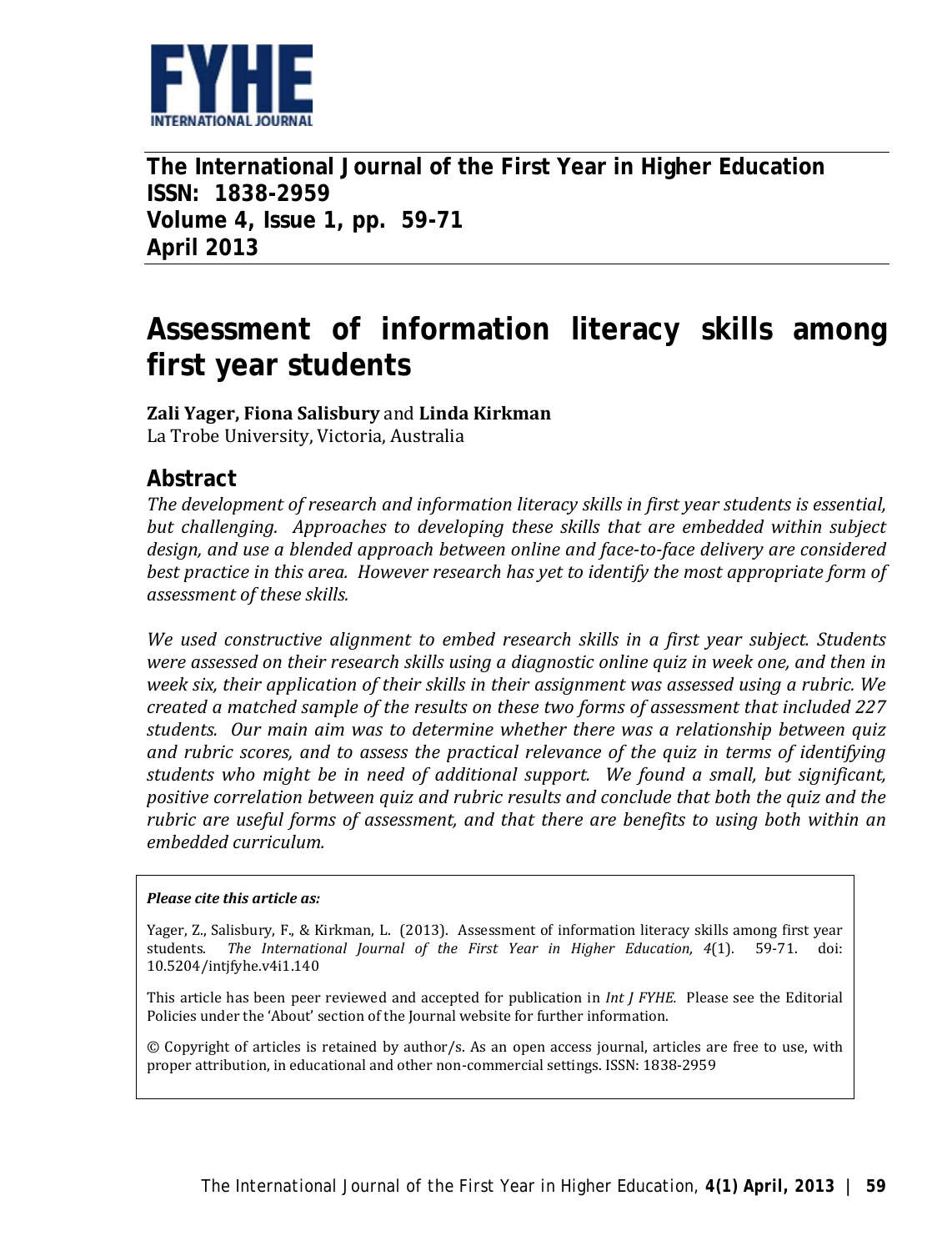FYHE INTERNATIONAL JOURNAL

**The International Journal of the First Year in Higher Education**
**ISSN: 1838-2959**
**Volume 4, Issue 1, pp. 59-71**
**April 2013**

# Assessment of information literacy skills among first year students

**Zali Yager, Fiona Salisbury** and **Linda Kirkman**
La Trobe University, Victoria, Australia

## Abstract

*The development of research and information literacy skills in first year students is essential, but challenging. Approaches to developing these skills that are embedded within subject design, and use a blended approach between online and face-to-face delivery are considered best practice in this area. However research has yet to identify the most appropriate form of assessment of these skills.*

*We used constructive alignment to embed research skills in a first year subject. Students were assessed on their research skills using a diagnostic online quiz in week one, and then in week six, their application of their skills in their assignment was assessed using a rubric. We created a matched sample of the results on these two forms of assessment that included 227 students. Our main aim was to determine whether there was a relationship between quiz and rubric scores, and to assess the practical relevance of the quiz in terms of identifying students who might be in need of additional support. We found a small, but significant, positive correlation between quiz and rubric results and conclude that both the quiz and the rubric are useful forms of assessment, and that there are benefits to using both within an embedded curriculum.*

***Please cite this article as:***

Yager, Z., Salisbury, F., & Kirkman, L. (2013). Assessment of information literacy skills among first year students. *The International Journal of the First Year in Higher Education, 4*(1). 59-71. doi: 10.5204/intjfyhe.v4i1.140

This article has been peer reviewed and accepted for publication in *Int J FYHE.* Please see the Editorial Policies under the 'About' section of the Journal website for further information.

© Copyright of articles is retained by author/s. As an open access journal, articles are free to use, with proper attribution, in educational and other non-commercial settings. ISSN: 1838-2959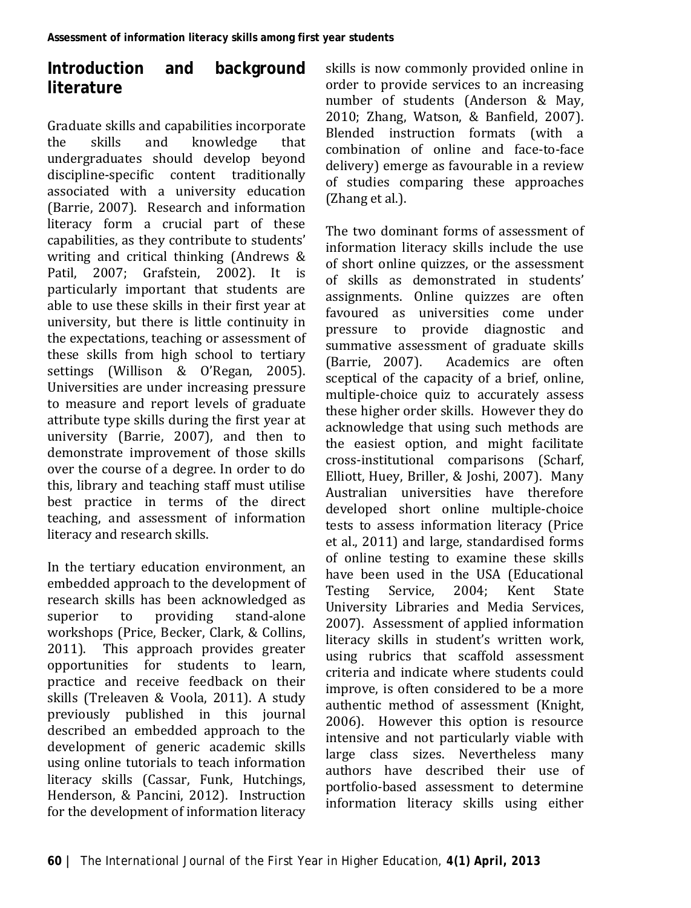## Introduction and background literature

Graduate skills and capabilities incorporate the skills and knowledge that undergraduates should develop beyond discipline-specific content traditionally associated with a university education (Barrie, 2007). Research and information literacy form a crucial part of these capabilities, as they contribute to students' writing and critical thinking (Andrews & Patil, 2007; Grafstein, 2002). It is particularly important that students are able to use these skills in their first year at university, but there is little continuity in the expectations, teaching or assessment of these skills from high school to tertiary settings (Willison & O'Regan, 2005). Universities are under increasing pressure to measure and report levels of graduate attribute type skills during the first year at university (Barrie, 2007), and then to demonstrate improvement of those skills over the course of a degree. In order to do this, library and teaching staff must utilise best practice in terms of the direct teaching, and assessment of information literacy and research skills.

In the tertiary education environment, an embedded approach to the development of research skills has been acknowledged as superior to providing stand-alone workshops (Price, Becker, Clark, & Collins, 2011). This approach provides greater opportunities for students to learn, practice and receive feedback on their skills (Treleaven & Voola, 2011). A study previously published in this journal described an embedded approach to the development of generic academic skills using online tutorials to teach information literacy skills (Cassar, Funk, Hutchings, Henderson, & Pancini, 2012). Instruction for the development of information literacy skills is now commonly provided online in order to provide services to an increasing number of students (Anderson & May, 2010; Zhang, Watson, & Banfield, 2007). Blended instruction formats (with a combination of online and face-to-face delivery) emerge as favourable in a review of studies comparing these approaches (Zhang et al.).

The two dominant forms of assessment of information literacy skills include the use of short online quizzes, or the assessment of skills as demonstrated in students' assignments. Online quizzes are often favoured as universities come under pressure to provide diagnostic and summative assessment of graduate skills (Barrie, 2007). Academics are often sceptical of the capacity of a brief, online, multiple-choice quiz to accurately assess these higher order skills. However they do acknowledge that using such methods are the easiest option, and might facilitate cross-institutional comparisons (Scharf, Elliott, Huey, Briller, & Joshi, 2007). Many Australian universities have therefore developed short online multiple-choice tests to assess information literacy (Price et al., 2011) and large, standardised forms of online testing to examine these skills have been used in the USA (Educational Testing Service, 2004; Kent State University Libraries and Media Services, 2007). Assessment of applied information literacy skills in student's written work, using rubrics that scaffold assessment criteria and indicate where students could improve, is often considered to be a more authentic method of assessment (Knight, 2006). However this option is resource intensive and not particularly viable with large class sizes. Nevertheless many authors have described their use of portfolio-based assessment to determine information literacy skills using either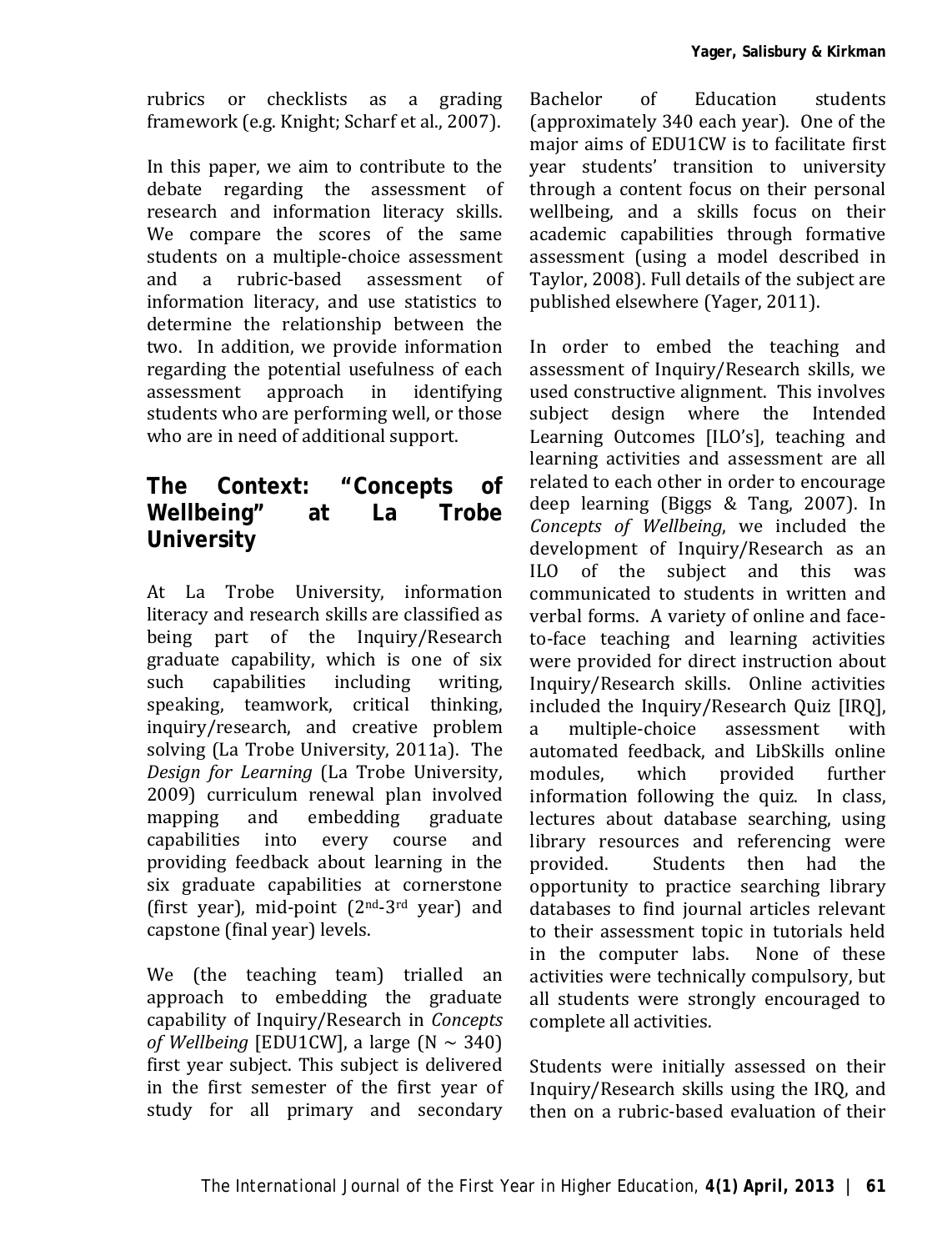rubrics or checklists as a grading framework (e.g. Knight; Scharf et al., 2007).

In this paper, we aim to contribute to the debate regarding the assessment of research and information literacy skills. We compare the scores of the same students on a multiple-choice assessment and a rubric-based assessment of information literacy, and use statistics to determine the relationship between the two. In addition, we provide information regarding the potential usefulness of each assessment approach in identifying students who are performing well, or those who are in need of additional support.

## The Context: "Concepts of Wellbeing" at La Trobe University

At La Trobe University, information literacy and research skills are classified as being part of the Inquiry/Research graduate capability, which is one of six such capabilities including writing, speaking, teamwork, critical thinking, inquiry/research, and creative problem solving (La Trobe University, 2011a). The *Design for Learning* (La Trobe University, 2009) curriculum renewal plan involved mapping and embedding graduate capabilities into every course and providing feedback about learning in the six graduate capabilities at cornerstone (first year), mid-point (2nd-3rd year) and capstone (final year) levels.

We (the teaching team) trialled an approach to embedding the graduate capability of Inquiry/Research in *Concepts of Wellbeing* [EDU1CW], a large (N ~ 340) first year subject. This subject is delivered in the first semester of the first year of study for all primary and secondary Bachelor of Education students (approximately 340 each year). One of the major aims of EDU1CW is to facilitate first year students' transition to university through a content focus on their personal wellbeing, and a skills focus on their academic capabilities through formative assessment (using a model described in Taylor, 2008). Full details of the subject are published elsewhere (Yager, 2011).

In order to embed the teaching and assessment of Inquiry/Research skills, we used constructive alignment. This involves subject design where the Intended Learning Outcomes [ILO's], teaching and learning activities and assessment are all related to each other in order to encourage deep learning (Biggs & Tang, 2007). In *Concepts of Wellbeing*, we included the development of Inquiry/Research as an ILO of the subject and this was communicated to students in written and verbal forms. A variety of online and face-to-face teaching and learning activities were provided for direct instruction about Inquiry/Research skills. Online activities included the Inquiry/Research Quiz [IRQ], a multiple-choice assessment with automated feedback, and LibSkills online modules, which provided further information following the quiz. In class, lectures about database searching, using library resources and referencing were provided. Students then had the opportunity to practice searching library databases to find journal articles relevant to their assessment topic in tutorials held in the computer labs. None of these activities were technically compulsory, but all students were strongly encouraged to complete all activities.

Students were initially assessed on their Inquiry/Research skills using the IRQ, and then on a rubric-based evaluation of their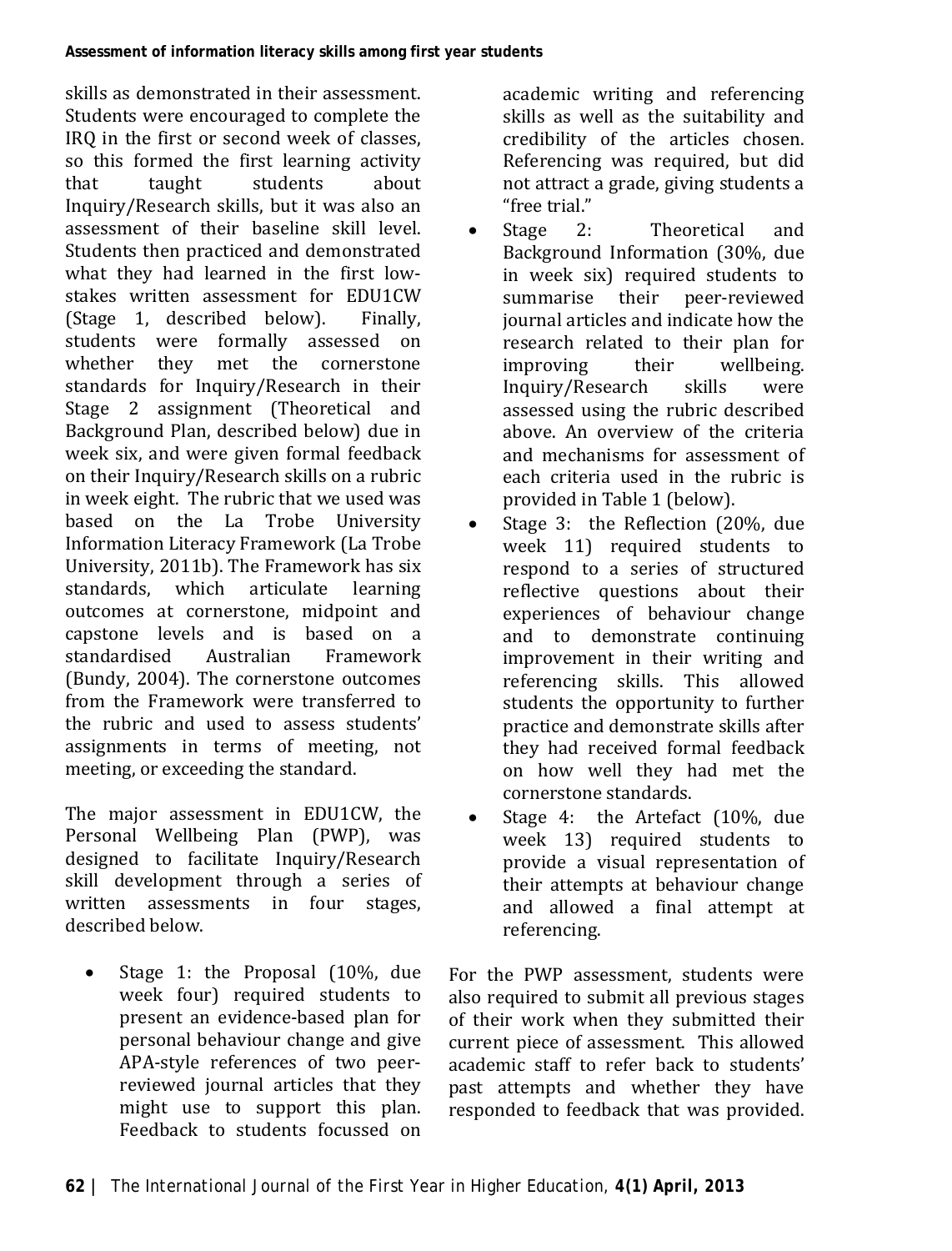skills as demonstrated in their assessment. Students were encouraged to complete the IRQ in the first or second week of classes, so this formed the first learning activity that taught students about Inquiry/Research skills, but it was also an assessment of their baseline skill level. Students then practiced and demonstrated what they had learned in the first low-stakes written assessment for EDU1CW (Stage 1, described below). Finally, students were formally assessed on whether they met the cornerstone standards for Inquiry/Research in their Stage 2 assignment (Theoretical and Background Plan, described below) due in week six, and were given formal feedback on their Inquiry/Research skills on a rubric in week eight. The rubric that we used was based on the La Trobe University Information Literacy Framework (La Trobe University, 2011b). The Framework has six standards, which articulate learning outcomes at cornerstone, midpoint and capstone levels and is based on a standardised Australian Framework (Bundy, 2004). The cornerstone outcomes from the Framework were transferred to the rubric and used to assess students' assignments in terms of meeting, not meeting, or exceeding the standard.

The major assessment in EDU1CW, the Personal Wellbeing Plan (PWP), was designed to facilitate Inquiry/Research skill development through a series of written assessments in four stages, described below.

- Stage 1: the Proposal (10%, due week four) required students to present an evidence-based plan for personal behaviour change and give APA-style references of two peer-reviewed journal articles that they might use to support this plan. Feedback to students focussed on academic writing and referencing skills as well as the suitability and credibility of the articles chosen. Referencing was required, but did not attract a grade, giving students a "free trial."
- Stage 2: Theoretical and Background Information (30%, due in week six) required students to summarise their peer-reviewed journal articles and indicate how the research related to their plan for improving their wellbeing. Inquiry/Research skills were assessed using the rubric described above. An overview of the criteria and mechanisms for assessment of each criteria used in the rubric is provided in Table 1 (below).
- Stage 3: the Reflection (20%, due week 11) required students to respond to a series of structured reflective questions about their experiences of behaviour change and to demonstrate continuing improvement in their writing and referencing skills. This allowed students the opportunity to further practice and demonstrate skills after they had received formal feedback on how well they had met the cornerstone standards.
- Stage 4: the Artefact (10%, due week 13) required students to provide a visual representation of their attempts at behaviour change and allowed a final attempt at referencing.

For the PWP assessment, students were also required to submit all previous stages of their work when they submitted their current piece of assessment. This allowed academic staff to refer back to students' past attempts and whether they have responded to feedback that was provided.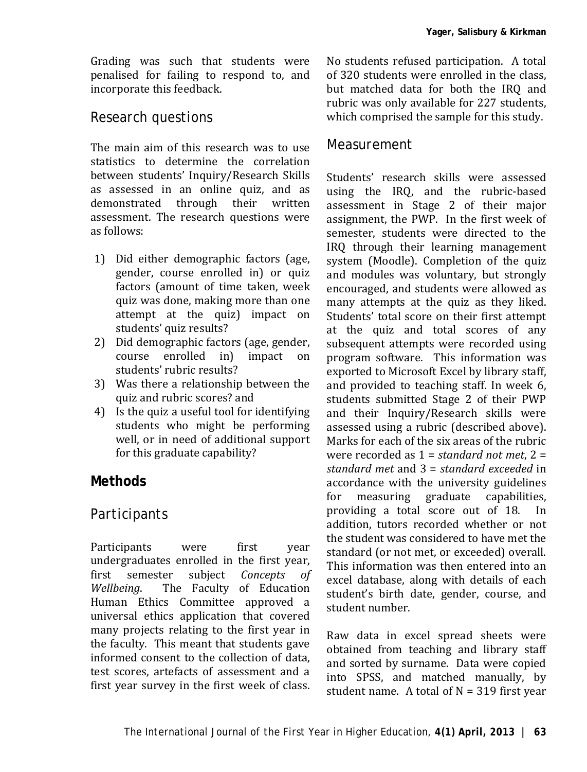Grading was such that students were penalised for failing to respond to, and incorporate this feedback.

## Research questions

The main aim of this research was to use statistics to determine the correlation between students' Inquiry/Research Skills as assessed in an online quiz, and as demonstrated through their written assessment. The research questions were as follows:

1) Did either demographic factors (age, gender, course enrolled in) or quiz factors (amount of time taken, week quiz was done, making more than one attempt at the quiz) impact on students' quiz results?
2) Did demographic factors (age, gender, course enrolled in) impact on students' rubric results?
3) Was there a relationship between the quiz and rubric scores? and
4) Is the quiz a useful tool for identifying students who might be performing well, or in need of additional support for this graduate capability?

# Methods

## Participants

Participants were first year undergraduates enrolled in the first year, first semester subject *Concepts of Wellbeing*. The Faculty of Education Human Ethics Committee approved a universal ethics application that covered many projects relating to the first year in the faculty. This meant that students gave informed consent to the collection of data, test scores, artefacts of assessment and a first year survey in the first week of class. No students refused participation. A total of 320 students were enrolled in the class, but matched data for both the IRQ and rubric was only available for 227 students, which comprised the sample for this study.

## Measurement

Students' research skills were assessed using the IRQ, and the rubric-based assessment in Stage 2 of their major assignment, the PWP. In the first week of semester, students were directed to the IRQ through their learning management system (Moodle). Completion of the quiz and modules was voluntary, but strongly encouraged, and students were allowed as many attempts at the quiz as they liked. Students' total score on their first attempt at the quiz and total scores of any subsequent attempts were recorded using program software. This information was exported to Microsoft Excel by library staff, and provided to teaching staff. In week 6, students submitted Stage 2 of their PWP and their Inquiry/Research skills were assessed using a rubric (described above). Marks for each of the six areas of the rubric were recorded as 1 = *standard not met*, 2 = *standard met* and 3 = *standard exceeded* in accordance with the university guidelines for measuring graduate capabilities, providing a total score out of 18. In addition, tutors recorded whether or not the student was considered to have met the standard (or not met, or exceeded) overall. This information was then entered into an excel database, along with details of each student's birth date, gender, course, and student number.

Raw data in excel spread sheets were obtained from teaching and library staff and sorted by surname. Data were copied into SPSS, and matched manually, by student name. A total of N = 319 first year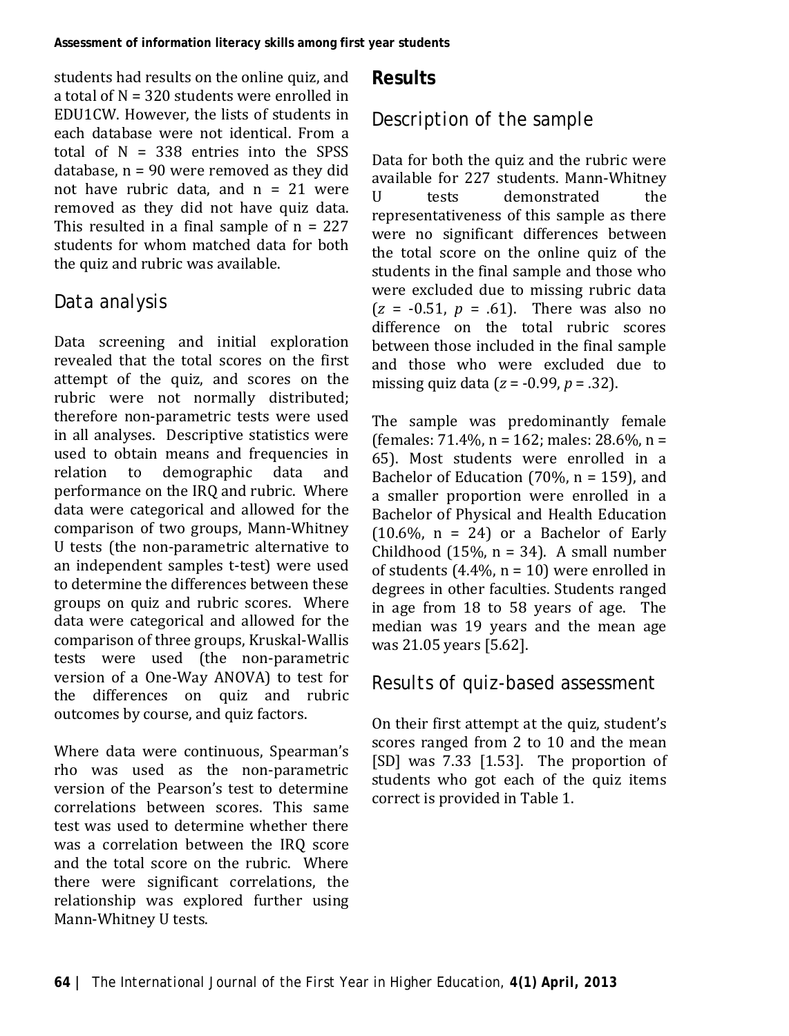students had results on the online quiz, and a total of N = 320 students were enrolled in EDU1CW. However, the lists of students in each database were not identical. From a total of N = 338 entries into the SPSS database, n = 90 were removed as they did not have rubric data, and n = 21 were removed as they did not have quiz data. This resulted in a final sample of n = 227 students for whom matched data for both the quiz and rubric was available.

## Data analysis

Data screening and initial exploration revealed that the total scores on the first attempt of the quiz, and scores on the rubric were not normally distributed; therefore non-parametric tests were used in all analyses. Descriptive statistics were used to obtain means and frequencies in relation to demographic data and performance on the IRQ and rubric. Where data were categorical and allowed for the comparison of two groups, Mann-Whitney U tests (the non-parametric alternative to an independent samples t-test) were used to determine the differences between these groups on quiz and rubric scores. Where data were categorical and allowed for the comparison of three groups, Kruskal-Wallis tests were used (the non-parametric version of a One-Way ANOVA) to test for the differences on quiz and rubric outcomes by course, and quiz factors.

Where data were continuous, Spearman's rho was used as the non-parametric version of the Pearson's test to determine correlations between scores. This same test was used to determine whether there was a correlation between the IRQ score and the total score on the rubric. Where there were significant correlations, the relationship was explored further using Mann-Whitney U tests.

# Results

## Description of the sample

Data for both the quiz and the rubric were available for 227 students. Mann-Whitney U tests demonstrated the representativeness of this sample as there were no significant differences between the total score on the online quiz of the students in the final sample and those who were excluded due to missing rubric data ($z = -0.51$, $p = .61$). There was also no difference on the total rubric scores between those included in the final sample and those who were excluded due to missing quiz data ($z = -0.99$, $p = .32$).

The sample was predominantly female (females: 71.4%, n = 162; males: 28.6%, n = 65). Most students were enrolled in a Bachelor of Education (70%, n = 159), and a smaller proportion were enrolled in a Bachelor of Physical and Health Education (10.6%, n = 24) or a Bachelor of Early Childhood (15%, n = 34). A small number of students (4.4%, n = 10) were enrolled in degrees in other faculties. Students ranged in age from 18 to 58 years of age. The median was 19 years and the mean age was 21.05 years [5.62].

## Results of quiz-based assessment

On their first attempt at the quiz, student's scores ranged from 2 to 10 and the mean [SD] was 7.33 [1.53]. The proportion of students who got each of the quiz items correct is provided in Table 1.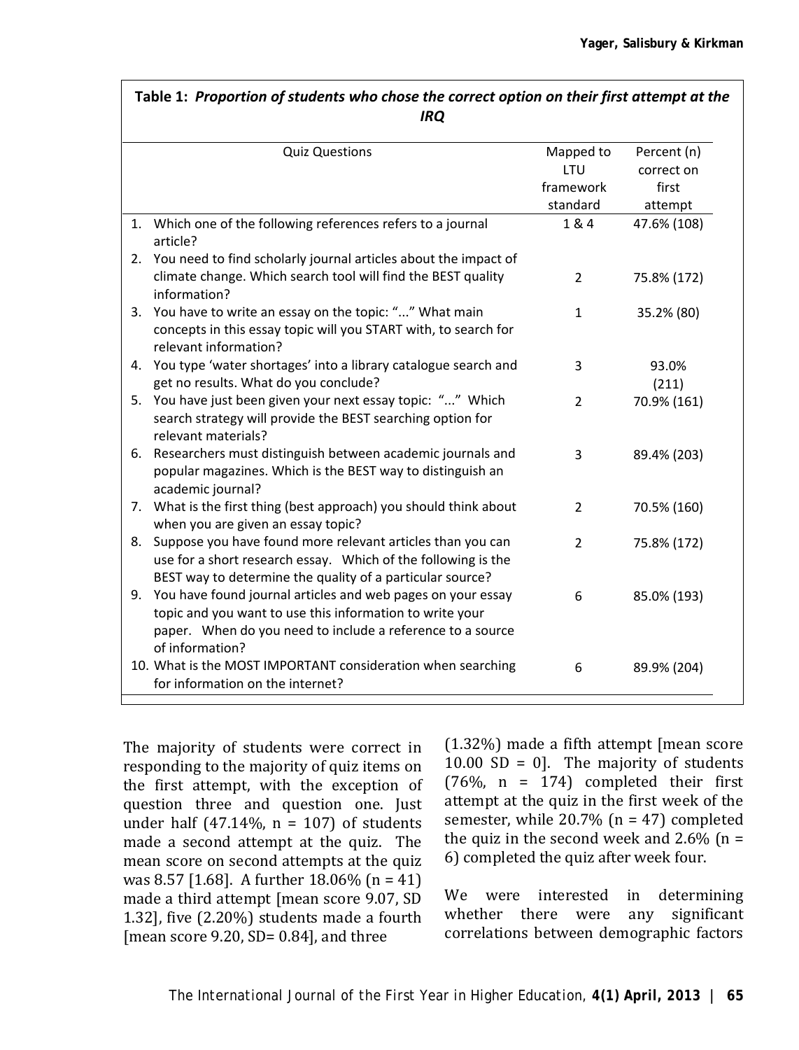**Table 1:** ***Proportion of students who chose the correct option on their first attempt at the IRQ***

| Quiz Questions | Mapped to LTU framework standard | Percent (n) correct on first attempt |
|---|---|---|
| 1. Which one of the following references refers to a journal article? | 1 & 4 | 47.6% (108) |
| 2. You need to find scholarly journal articles about the impact of climate change. Which search tool will find the BEST quality information? | 2 | 75.8% (172) |
| 3. You have to write an essay on the topic: "..." What main concepts in this essay topic will you START with, to search for relevant information? | 1 | 35.2% (80) |
| 4. You type 'water shortages' into a library catalogue search and get no results. What do you conclude? | 3 | 93.0% (211) |
| 5. You have just been given your next essay topic: "..." Which search strategy will provide the BEST searching option for relevant materials? | 2 | 70.9% (161) |
| 6. Researchers must distinguish between academic journals and popular magazines. Which is the BEST way to distinguish an academic journal? | 3 | 89.4% (203) |
| 7. What is the first thing (best approach) you should think about when you are given an essay topic? | 2 | 70.5% (160) |
| 8. Suppose you have found more relevant articles than you can use for a short research essay. Which of the following is the BEST way to determine the quality of a particular source? | 2 | 75.8% (172) |
| 9. You have found journal articles and web pages on your essay topic and you want to use this information to write your paper. When do you need to include a reference to a source of information? | 6 | 85.0% (193) |
| 10. What is the MOST IMPORTANT consideration when searching for information on the internet? | 6 | 89.9% (204) |

The majority of students were correct in responding to the majority of quiz items on the first attempt, with the exception of question three and question one. Just under half (47.14%, n = 107) of students made a second attempt at the quiz. The mean score on second attempts at the quiz was 8.57 [1.68]. A further 18.06% (n = 41) made a third attempt [mean score 9.07, SD 1.32], five (2.20%) students made a fourth [mean score 9.20, SD= 0.84], and three (1.32%) made a fifth attempt [mean score 10.00 SD = 0]. The majority of students (76%, n = 174) completed their first attempt at the quiz in the first week of the semester, while 20.7% (n = 47) completed the quiz in the second week and 2.6% (n = 6) completed the quiz after week four.

We were interested in determining whether there were any significant correlations between demographic factors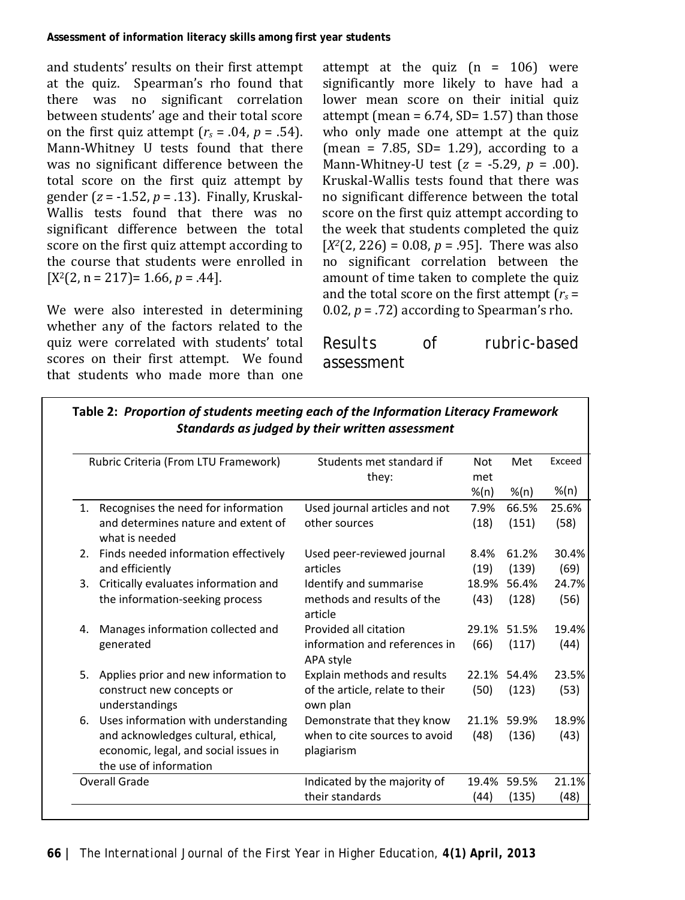and students' results on their first attempt at the quiz. Spearman's rho found that there was no significant correlation between students' age and their total score on the first quiz attempt ($r_s$ = .04, $p$ = .54). Mann-Whitney U tests found that there was no significant difference between the total score on the first quiz attempt by gender ($z$ = -1.52, $p$ = .13). Finally, Kruskal-Wallis tests found that there was no significant difference between the total score on the first quiz attempt according to the course that students were enrolled in [$X^2$(2, n = 217)= 1.66, $p$ = .44].

We were also interested in determining whether any of the factors related to the quiz were correlated with students' total scores on their first attempt. We found that students who made more than one attempt at the quiz (n = 106) were significantly more likely to have had a lower mean score on their initial quiz attempt (mean = 6.74, SD= 1.57) than those who only made one attempt at the quiz (mean = 7.85, SD= 1.29), according to a Mann-Whitney-U test ($z$ = -5.29, $p$ = .00). Kruskal-Wallis tests found that there was no significant difference between the total score on the first quiz attempt according to the week that students completed the quiz [$X^2$(2, 226) = 0.08, $p$ = .95]. There was also no significant correlation between the amount of time taken to complete the quiz and the total score on the first attempt ($r_s$ = 0.02, $p$ = .72) according to Spearman's rho.

## Results of rubric-based assessment

**Table 2: *Proportion of students meeting each of the Information Literacy Framework Standards as judged by their written assessment***

| Rubric Criteria (From LTU Framework) | Students met standard if they: | Not met %(n) | Met %(n) | Exceed %(n) |
|---|---|---|---|---|
| 1. Recognises the need for information and determines nature and extent of what is needed | Used journal articles and not other sources | 7.9% (18) | 66.5% (151) | 25.6% (58) |
| 2. Finds needed information effectively and efficiently | Used peer-reviewed journal articles | 8.4% (19) | 61.2% (139) | 30.4% (69) |
| 3. Critically evaluates information and the information-seeking process | Identify and summarise methods and results of the article | 18.9% (43) | 56.4% (128) | 24.7% (56) |
| 4. Manages information collected and generated | Provided all citation information and references in APA style | 29.1% (66) | 51.5% (117) | 19.4% (44) |
| 5. Applies prior and new information to construct new concepts or understandings | Explain methods and results of the article, relate to their own plan | 22.1% (50) | 54.4% (123) | 23.5% (53) |
| 6. Uses information with understanding and acknowledges cultural, ethical, economic, legal, and social issues in the use of information | Demonstrate that they know when to cite sources to avoid plagiarism | 21.1% (48) | 59.9% (136) | 18.9% (43) |
| Overall Grade | Indicated by the majority of their standards | 19.4% (44) | 59.5% (135) | 21.1% (48) |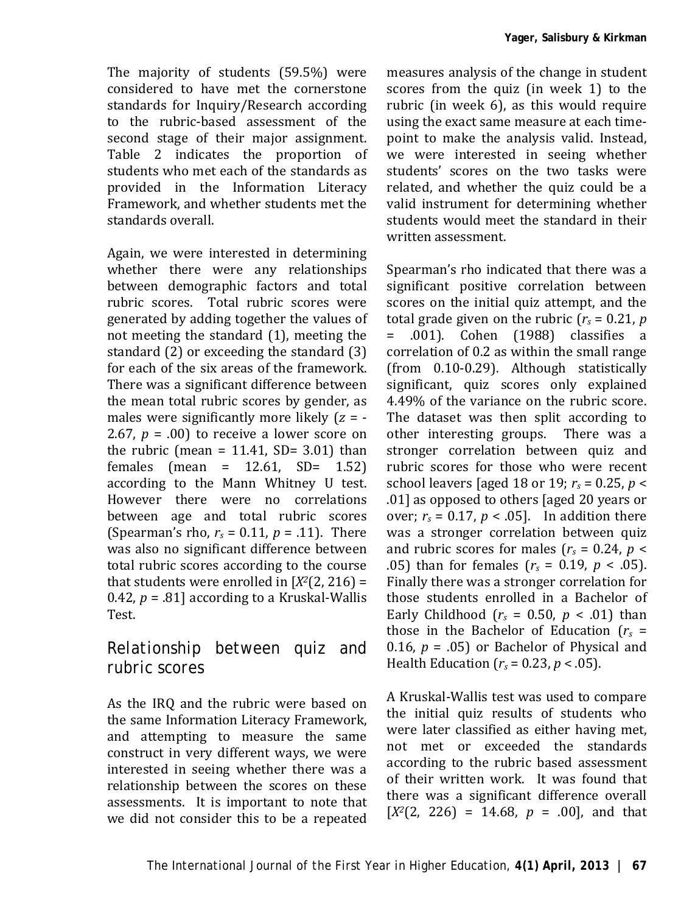The majority of students (59.5%) were considered to have met the cornerstone standards for Inquiry/Research according to the rubric-based assessment of the second stage of their major assignment. Table 2 indicates the proportion of students who met each of the standards as provided in the Information Literacy Framework, and whether students met the standards overall.

Again, we were interested in determining whether there were any relationships between demographic factors and total rubric scores. Total rubric scores were generated by adding together the values of not meeting the standard (1), meeting the standard (2) or exceeding the standard (3) for each of the six areas of the framework. There was a significant difference between the mean total rubric scores by gender, as males were significantly more likely ($z$ = -2.67, $p$ = .00) to receive a lower score on the rubric (mean = 11.41, SD= 3.01) than females (mean = 12.61, SD= 1.52) according to the Mann Whitney U test. However there were no correlations between age and total rubric scores (Spearman's rho, $r_s$ = 0.11, $p$ = .11). There was also no significant difference between total rubric scores according to the course that students were enrolled in [$X^2$(2, 216) = 0.42, $p$ = .81] according to a Kruskal-Wallis Test.

## Relationship between quiz and rubric scores

As the IRQ and the rubric were based on the same Information Literacy Framework, and attempting to measure the same construct in very different ways, we were interested in seeing whether there was a relationship between the scores on these assessments. It is important to note that we did not consider this to be a repeated measures analysis of the change in student scores from the quiz (in week 1) to the rubric (in week 6), as this would require using the exact same measure at each time-point to make the analysis valid. Instead, we were interested in seeing whether students' scores on the two tasks were related, and whether the quiz could be a valid instrument for determining whether students would meet the standard in their written assessment.

Spearman's rho indicated that there was a significant positive correlation between scores on the initial quiz attempt, and the total grade given on the rubric ($r_s$ = 0.21, $p$ = .001). Cohen (1988) classifies a correlation of 0.2 as within the small range (from 0.10-0.29). Although statistically significant, quiz scores only explained 4.49% of the variance on the rubric score. The dataset was then split according to other interesting groups. There was a stronger correlation between quiz and rubric scores for those who were recent school leavers [aged 18 or 19; $r_s$ = 0.25, $p$ < .01] as opposed to others [aged 20 years or over; $r_s$ = 0.17, $p$ < .05]. In addition there was a stronger correlation between quiz and rubric scores for males ($r_s$ = 0.24, $p$ < .05) than for females ($r_s$ = 0.19, $p$ < .05). Finally there was a stronger correlation for those students enrolled in a Bachelor of Early Childhood ($r_s$ = 0.50, $p$ < .01) than those in the Bachelor of Education ($r_s$ = 0.16, $p$ = .05) or Bachelor of Physical and Health Education ($r_s$ = 0.23, $p$ < .05).

A Kruskal-Wallis test was used to compare the initial quiz results of students who were later classified as either having met, not met or exceeded the standards according to the rubric based assessment of their written work. It was found that there was a significant difference overall [$X^2$(2, 226) = 14.68, $p$ = .00], and that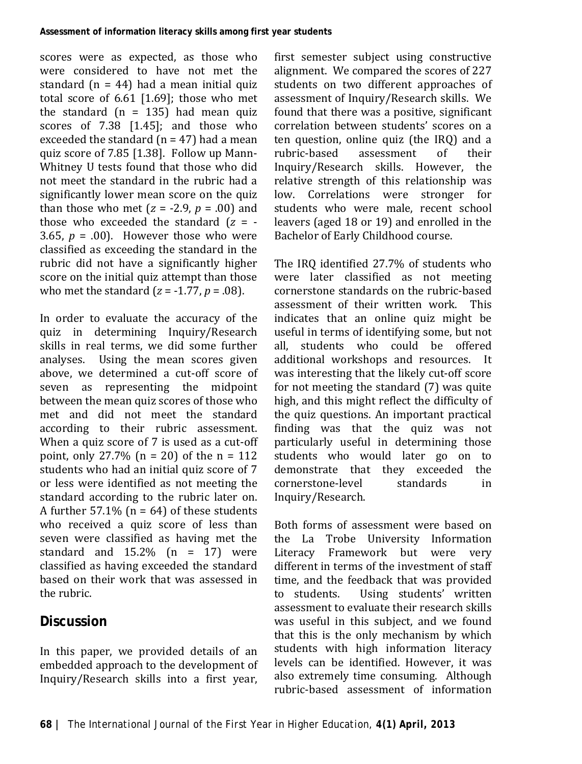scores were as expected, as those who were considered to have not met the standard (n = 44) had a mean initial quiz total score of 6.61 [1.69]; those who met the standard (n = 135) had mean quiz scores of 7.38 [1.45]; and those who exceeded the standard (n = 47) had a mean quiz score of 7.85 [1.38]. Follow up Mann-Whitney U tests found that those who did not meet the standard in the rubric had a significantly lower mean score on the quiz than those who met ($z$ = -2.9, $p$ = .00) and those who exceeded the standard ($z$ = -3.65, $p$ = .00). However those who were classified as exceeding the standard in the rubric did not have a significantly higher score on the initial quiz attempt than those who met the standard ($z$ = -1.77, $p$ = .08).

In order to evaluate the accuracy of the quiz in determining Inquiry/Research skills in real terms, we did some further analyses. Using the mean scores given above, we determined a cut-off score of seven as representing the midpoint between the mean quiz scores of those who met and did not meet the standard according to their rubric assessment. When a quiz score of 7 is used as a cut-off point, only 27.7% (n = 20) of the n = 112 students who had an initial quiz score of 7 or less were identified as not meeting the standard according to the rubric later on. A further 57.1% (n = 64) of these students who received a quiz score of less than seven were classified as having met the standard and 15.2% (n = 17) were classified as having exceeded the standard based on their work that was assessed in the rubric.

## Discussion

In this paper, we provided details of an embedded approach to the development of Inquiry/Research skills into a first year, first semester subject using constructive alignment. We compared the scores of 227 students on two different approaches of assessment of Inquiry/Research skills. We found that there was a positive, significant correlation between students' scores on a ten question, online quiz (the IRQ) and a rubric-based assessment of their Inquiry/Research skills. However, the relative strength of this relationship was low. Correlations were stronger for students who were male, recent school leavers (aged 18 or 19) and enrolled in the Bachelor of Early Childhood course.

The IRQ identified 27.7% of students who were later classified as not meeting cornerstone standards on the rubric-based assessment of their written work. This indicates that an online quiz might be useful in terms of identifying some, but not all, students who could be offered additional workshops and resources. It was interesting that the likely cut-off score for not meeting the standard (7) was quite high, and this might reflect the difficulty of the quiz questions. An important practical finding was that the quiz was not particularly useful in determining those students who would later go on to demonstrate that they exceeded the cornerstone-level standards in Inquiry/Research.

Both forms of assessment were based on the La Trobe University Information Literacy Framework but were very different in terms of the investment of staff time, and the feedback that was provided to students. Using students' written assessment to evaluate their research skills was useful in this subject, and we found that this is the only mechanism by which students with high information literacy levels can be identified. However, it was also extremely time consuming. Although rubric-based assessment of information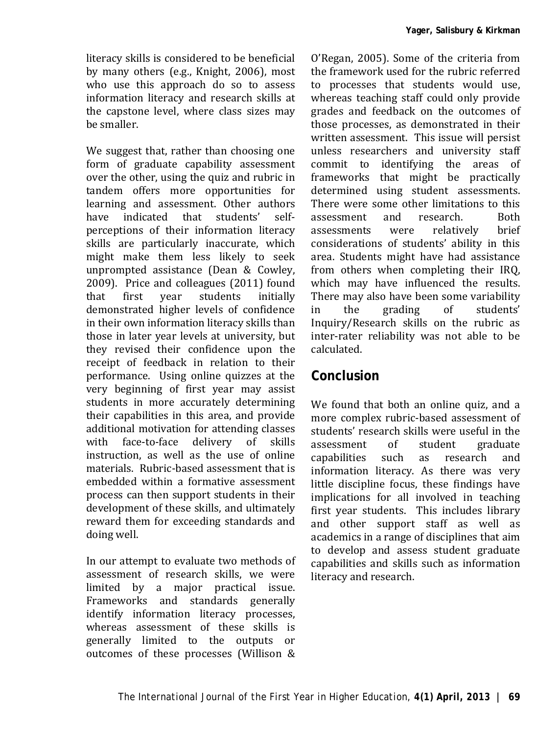literacy skills is considered to be beneficial by many others (e.g., Knight, 2006), most who use this approach do so to assess information literacy and research skills at the capstone level, where class sizes may be smaller.

We suggest that, rather than choosing one form of graduate capability assessment over the other, using the quiz and rubric in tandem offers more opportunities for learning and assessment. Other authors have indicated that students' self-perceptions of their information literacy skills are particularly inaccurate, which might make them less likely to seek unprompted assistance (Dean & Cowley, 2009). Price and colleagues (2011) found that first year students initially demonstrated higher levels of confidence in their own information literacy skills than those in later year levels at university, but they revised their confidence upon the receipt of feedback in relation to their performance. Using online quizzes at the very beginning of first year may assist students in more accurately determining their capabilities in this area, and provide additional motivation for attending classes with face-to-face delivery of skills instruction, as well as the use of online materials. Rubric-based assessment that is embedded within a formative assessment process can then support students in their development of these skills, and ultimately reward them for exceeding standards and doing well.

In our attempt to evaluate two methods of assessment of research skills, we were limited by a major practical issue. Frameworks and standards generally identify information literacy processes, whereas assessment of these skills is generally limited to the outputs or outcomes of these processes (Willison & O'Regan, 2005). Some of the criteria from the framework used for the rubric referred to processes that students would use, whereas teaching staff could only provide grades and feedback on the outcomes of those processes, as demonstrated in their written assessment. This issue will persist unless researchers and university staff commit to identifying the areas of frameworks that might be practically determined using student assessments. There were some other limitations to this assessment and research. Both assessments were relatively brief considerations of students' ability in this area. Students might have had assistance from others when completing their IRQ, which may have influenced the results. There may also have been some variability in the grading of students' Inquiry/Research skills on the rubric as inter-rater reliability was not able to be calculated.

## Conclusion

We found that both an online quiz, and a more complex rubric-based assessment of students' research skills were useful in the assessment of student graduate capabilities such as research and information literacy. As there was very little discipline focus, these findings have implications for all involved in teaching first year students. This includes library and other support staff as well as academics in a range of disciplines that aim to develop and assess student graduate capabilities and skills such as information literacy and research.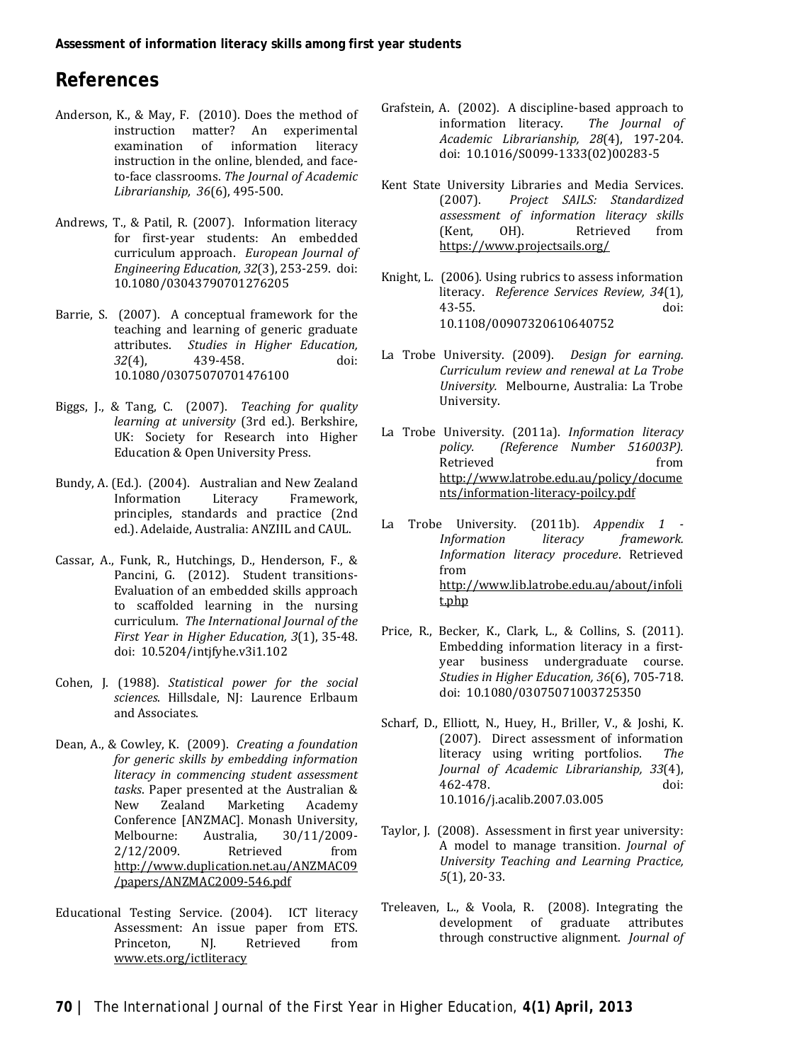## References

Anderson, K., & May, F. (2010). Does the method of instruction matter? An experimental examination of information literacy instruction in the online, blended, and face-to-face classrooms. *The Journal of Academic Librarianship, 36*(6), 495-500.

Andrews, T., & Patil, R. (2007). Information literacy for first-year students: An embedded curriculum approach. *European Journal of Engineering Education, 32*(3), 253-259. doi: 10.1080/03043790701276205

Barrie, S. (2007). A conceptual framework for the teaching and learning of generic graduate attributes. *Studies in Higher Education, 32*(4), 439-458. doi: 10.1080/03075070701476100

Biggs, J., & Tang, C. (2007). *Teaching for quality learning at university* (3rd ed.). Berkshire, UK: Society for Research into Higher Education & Open University Press.

Bundy, A. (Ed.). (2004). Australian and New Zealand Information Literacy Framework, principles, standards and practice (2nd ed.). Adelaide, Australia: ANZIIL and CAUL.

Cassar, A., Funk, R., Hutchings, D., Henderson, F., & Pancini, G. (2012). Student transitions-Evaluation of an embedded skills approach to scaffolded learning in the nursing curriculum. *The International Journal of the First Year in Higher Education, 3*(1), 35-48. doi: 10.5204/intjfyhe.v3i1.102

Cohen, J. (1988). *Statistical power for the social sciences*. Hillsdale, NJ: Laurence Erlbaum and Associates.

Dean, A., & Cowley, K. (2009). *Creating a foundation for generic skills by embedding information literacy in commencing student assessment tasks*. Paper presented at the Australian & New Zealand Marketing Academy Conference [ANZMAC]. Monash University, Melbourne: Australia, 30/11/2009-2/12/2009. Retrieved from http://www.duplication.net.au/ANZMAC09/papers/ANZMAC2009-546.pdf

Educational Testing Service. (2004). ICT literacy Assessment: An issue paper from ETS. Princeton, NJ. Retrieved from www.ets.org/ictliteracy

Grafstein, A. (2002). A discipline-based approach to information literacy. *The Journal of Academic Librarianship, 28*(4), 197-204. doi: 10.1016/S0099-1333(02)00283-5

Kent State University Libraries and Media Services. (2007). *Project SAILS: Standardized assessment of information literacy skills* (Kent, OH). Retrieved from https://www.projectsails.org/

Knight, L. (2006). Using rubrics to assess information literacy. *Reference Services Review, 34*(1), 43-55. doi: 10.1108/00907320610640752

La Trobe University. (2009). *Design for earning. Curriculum review and renewal at La Trobe University.* Melbourne, Australia: La Trobe University.

La Trobe University. (2011a). *Information literacy policy. (Reference Number 516003P).* Retrieved from http://www.latrobe.edu.au/policy/documents/information-literacy-poilcy.pdf

La Trobe University. (2011b). *Appendix 1 - Information literacy framework. Information literacy procedure*. Retrieved from http://www.lib.latrobe.edu.au/about/infolit.php

Price, R., Becker, K., Clark, L., & Collins, S. (2011). Embedding information literacy in a first-year business undergraduate course. *Studies in Higher Education, 36*(6), 705-718. doi: 10.1080/03075071003725350

Scharf, D., Elliott, N., Huey, H., Briller, V., & Joshi, K. (2007). Direct assessment of information literacy using writing portfolios. *The Journal of Academic Librarianship, 33*(4), 462-478. doi: 10.1016/j.acalib.2007.03.005

Taylor, J. (2008). Assessment in first year university: A model to manage transition. *Journal of University Teaching and Learning Practice, 5*(1), 20-33.

Treleaven, L., & Voola, R. (2008). Integrating the development of graduate attributes through constructive alignment. *Journal of*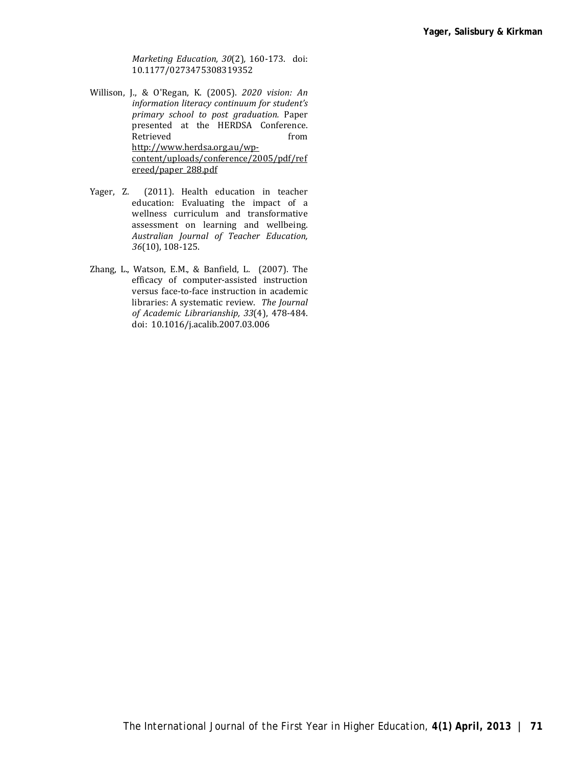*Marketing Education, 30*(2), 160-173. doi: 10.1177/0273475308319352

Willison, J., & O'Regan, K. (2005). *2020 vision: An information literacy continuum for student's primary school to post graduation.* Paper presented at the HERDSA Conference. Retrieved from http://www.herdsa.org.au/wp-content/uploads/conference/2005/pdf/refereed/paper_288.pdf

Yager, Z. (2011). Health education in teacher education: Evaluating the impact of a wellness curriculum and transformative assessment on learning and wellbeing. *Australian Journal of Teacher Education, 36*(10), 108-125.

Zhang, L., Watson, E.M., & Banfield, L. (2007). The efficacy of computer-assisted instruction versus face-to-face instruction in academic libraries: A systematic review. *The Journal of Academic Librarianship, 33*(4), 478-484. doi: 10.1016/j.acalib.2007.03.006